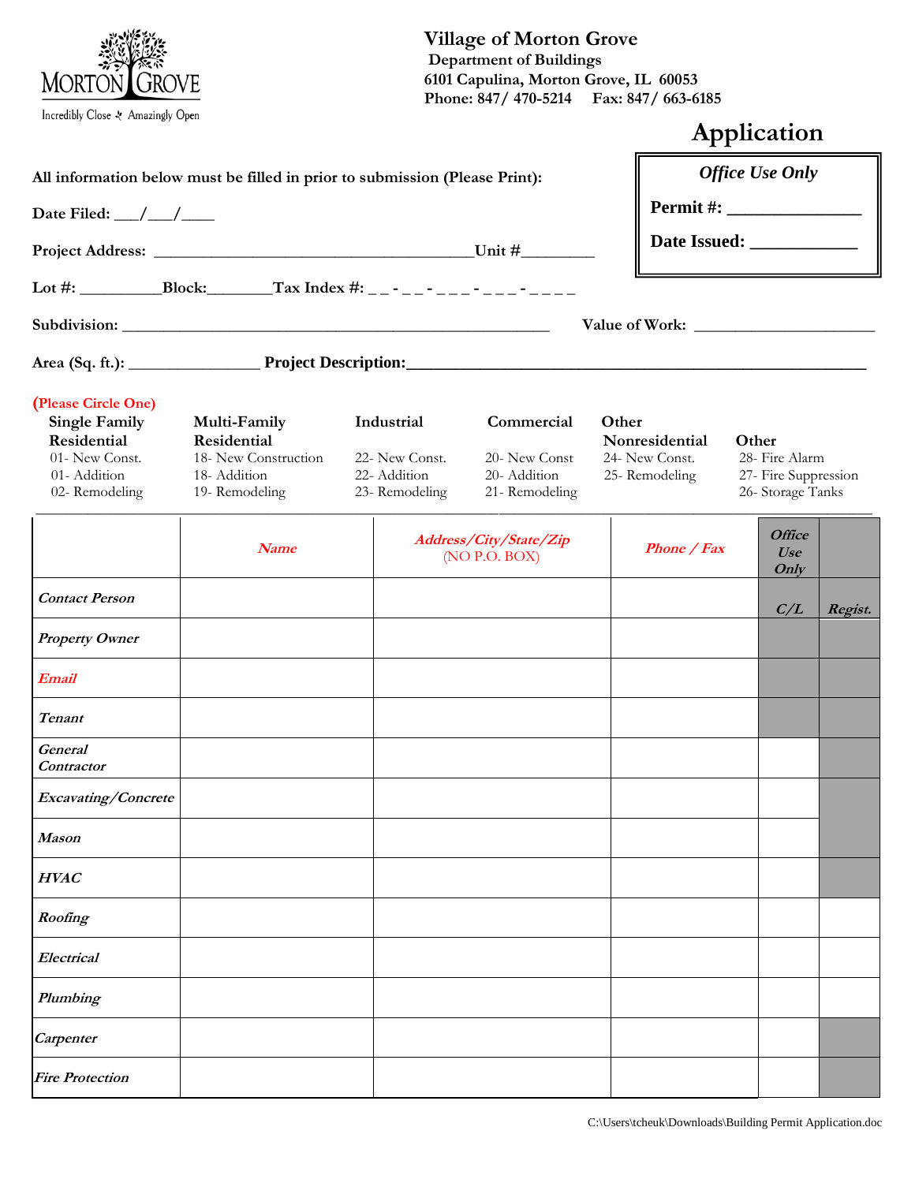**Village of Morton Grove**
**Department of Buildings**
**6101 Capulina, Morton Grove, IL 60053**
**Phone: 847/ 470-5214 Fax: 847/ 663-6185**

# Application

| *Office Use Only* |
|---|
| **Permit #:** _______________ |
| **Date Issued:** ____________ |

**All information below must be filled in prior to submission (Please Print):**

**Date Filed:** ___/___/____

**Project Address:** ________________________________________**Unit #**_________

**Lot #:** __________**Block:**________**Tax Index #:** _ _ - _ _ - _ _ _ - _ _ _ - _ _ _ _

**Subdivision:** ______________________________________________________ **Value of Work:** ______________________

**Area (Sq. ft.):** ________________ **Project Description:**_______________________________________________________

**(Please Circle One)**

| Single Family Residential | Multi-Family Residential | Industrial | Commercial | Other Nonresidential | Other |
|---|---|---|---|---|---|
| 01- New Const. | 18- New Construction | 22- New Const. | 20- New Const | 24- New Const. | 28- Fire Alarm |
| 01- Addition | 18- Addition | 22- Addition | 20- Addition | 25- Remodeling | 27- Fire Suppression |
| 02- Remodeling | 19- Remodeling | 23- Remodeling | 21- Remodeling | | 26- Storage Tanks |

| | *Name* | *Address/City/State/Zip* (NO P.O. BOX) | *Phone / Fax* | *Office Use Only* C/L | *Regist.* |
|---|---|---|---|---|---|
| *Contact Person* | | | | | |
| *Property Owner* | | | | | |
| *Email* | | | | | |
| *Tenant* | | | | | |
| *General Contractor* | | | | | |
| *Excavating/Concrete* | | | | | |
| *Mason* | | | | | |
| *HVAC* | | | | | |
| *Roofing* | | | | | |
| *Electrical* | | | | | |
| *Plumbing* | | | | | |
| *Carpenter* | | | | | |
| *Fire Protection* | | | | | |

C:\Users\tcheuk\Downloads\Building Permit Application.doc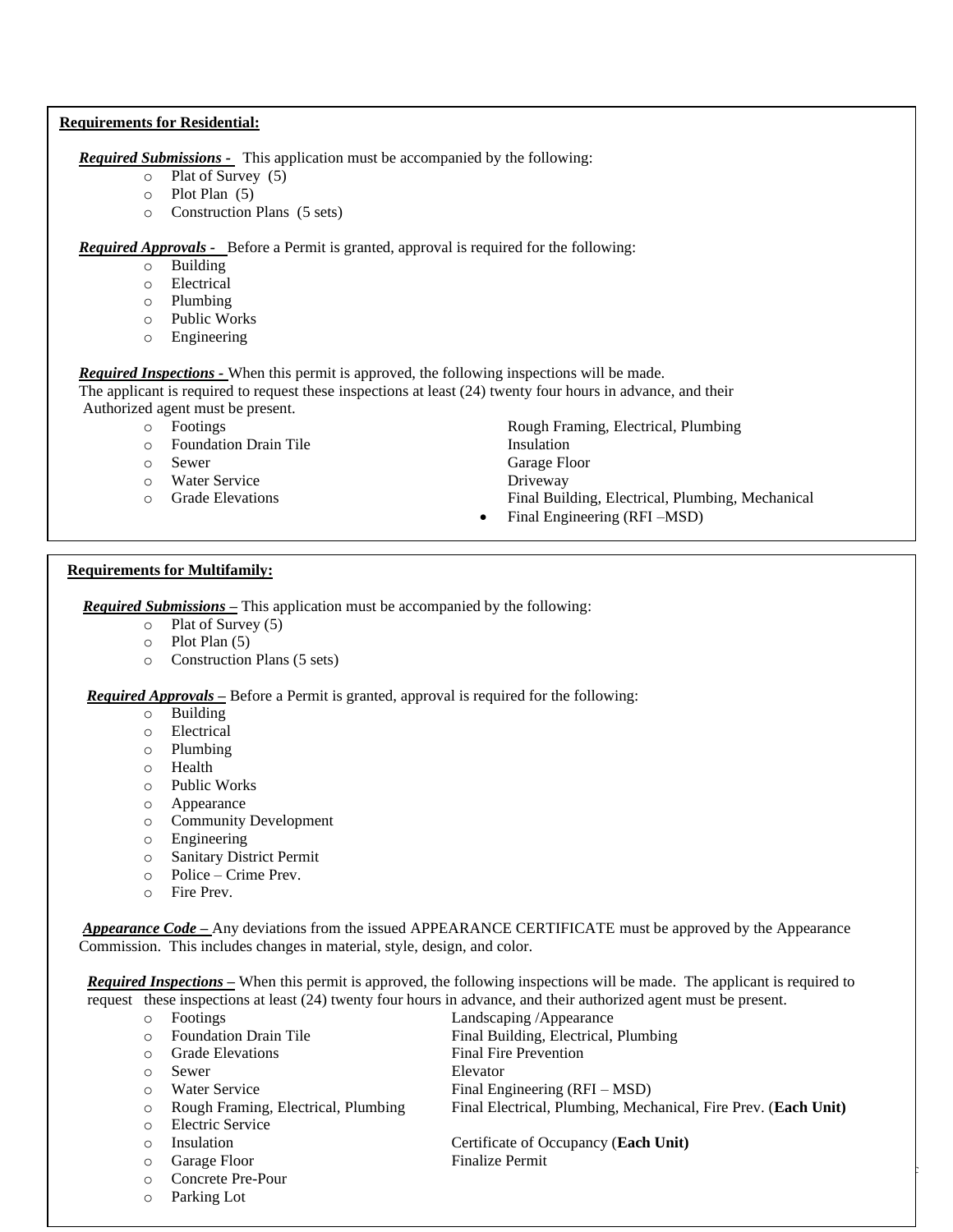**Requirements for Residential:**

***Required Submissions -*** This application must be accompanied by the following:

- Plat of Survey (5)
- Plot Plan (5)
- Construction Plans (5 sets)

***Required Approvals -*** Before a Permit is granted, approval is required for the following:

- Building
- Electrical
- Plumbing
- Public Works
- Engineering

***Required Inspections -*** When this permit is approved, the following inspections will be made. The applicant is required to request these inspections at least (24) twenty four hours in advance, and their Authorized agent must be present.

- Footings
- Foundation Drain Tile
- Sewer
- Water Service
- Grade Elevations
- Rough Framing, Electrical, Plumbing
- Insulation
- Garage Floor
- Driveway
- Final Building, Electrical, Plumbing, Mechanical
- Final Engineering (RFI –MSD)

**Requirements for Multifamily:**

***Required Submissions –*** This application must be accompanied by the following:

- Plat of Survey (5)
- Plot Plan (5)
- Construction Plans (5 sets)

***Required Approvals –*** Before a Permit is granted, approval is required for the following:

- Building
- Electrical
- Plumbing
- Health
- Public Works
- Appearance
- Community Development
- Engineering
- Sanitary District Permit
- Police – Crime Prev.
- Fire Prev.

***Appearance Code –*** Any deviations from the issued APPEARANCE CERTIFICATE must be approved by the Appearance Commission. This includes changes in material, style, design, and color.

***Required Inspections –*** When this permit is approved, the following inspections will be made. The applicant is required to request these inspections at least (24) twenty four hours in advance, and their authorized agent must be present.

- Footings
- Foundation Drain Tile
- Grade Elevations
- Sewer
- Water Service
- Rough Framing, Electrical, Plumbing
- Electric Service
- Insulation
- Garage Floor
- Concrete Pre-Pour
- Parking Lot
- Landscaping /Appearance
- Final Building, Electrical, Plumbing
- Final Fire Prevention
- Elevator
- Final Engineering (RFI – MSD)
- Final Electrical, Plumbing, Mechanical, Fire Prev. (**Each Unit**)
- Certificate of Occupancy (**Each Unit)**
- Finalize Permit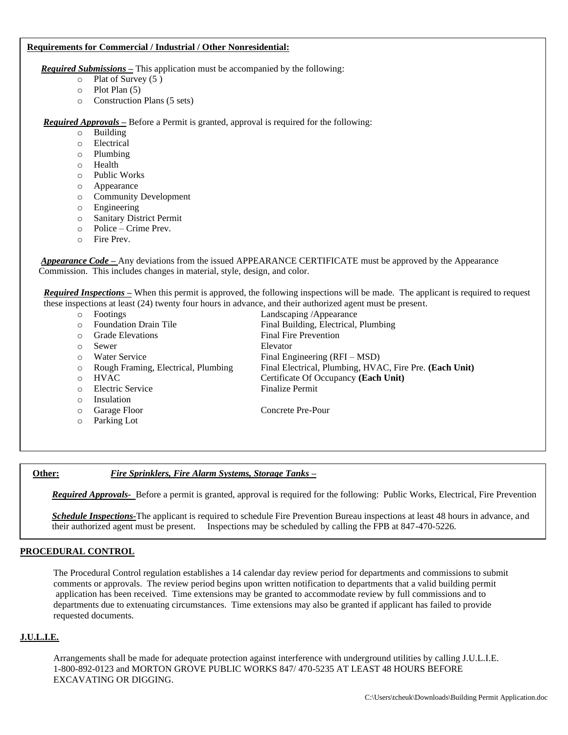**Requirements for Commercial / Industrial / Other Nonresidential:**

***Required Submissions –*** This application must be accompanied by the following:

- Plat of Survey (5 )
- Plot Plan (5)
- Construction Plans (5 sets)

***Required Approvals –*** Before a Permit is granted, approval is required for the following:

- Building
- Electrical
- Plumbing
- Health
- Public Works
- Appearance
- Community Development
- Engineering
- Sanitary District Permit
- Police – Crime Prev.
- Fire Prev.

***Appearance Code –*** Any deviations from the issued APPEARANCE CERTIFICATE must be approved by the Appearance Commission. This includes changes in material, style, design, and color.

***Required Inspections –*** When this permit is approved, the following inspections will be made. The applicant is required to request these inspections at least (24) twenty four hours in advance, and their authorized agent must be present.

- Footings
- Foundation Drain Tile
- Grade Elevations
- Sewer
- Water Service
- Rough Framing, Electrical, Plumbing
- HVAC
- Electric Service
- Insulation
- Garage Floor
- Parking Lot

Landscaping /Appearance
Final Building, Electrical, Plumbing
Final Fire Prevention
Elevator
Final Engineering (RFI – MSD)
Final Electrical, Plumbing, HVAC, Fire Pre. **(Each Unit)**
Certificate Of Occupancy **(Each Unit)**
Finalize Permit

Concrete Pre-Pour

**Other:** ***Fire Sprinklers, Fire Alarm Systems, Storage Tanks –***

***Required Approvals-*** Before a permit is granted, approval is required for the following: Public Works, Electrical, Fire Prevention

***Schedule Inspections-*** The applicant is required to schedule Fire Prevention Bureau inspections at least 48 hours in advance, and their authorized agent must be present. Inspections may be scheduled by calling the FPB at 847-470-5226.

## PROCEDURAL CONTROL

The Procedural Control regulation establishes a 14 calendar day review period for departments and commissions to submit comments or approvals. The review period begins upon written notification to departments that a valid building permit application has been received. Time extensions may be granted to accommodate review by full commissions and to departments due to extenuating circumstances. Time extensions may also be granted if applicant has failed to provide requested documents.

## J.U.L.I.E.

Arrangements shall be made for adequate protection against interference with underground utilities by calling J.U.L.I.E. 1-800-892-0123 and MORTON GROVE PUBLIC WORKS 847/ 470-5235 AT LEAST 48 HOURS BEFORE EXCAVATING OR DIGGING.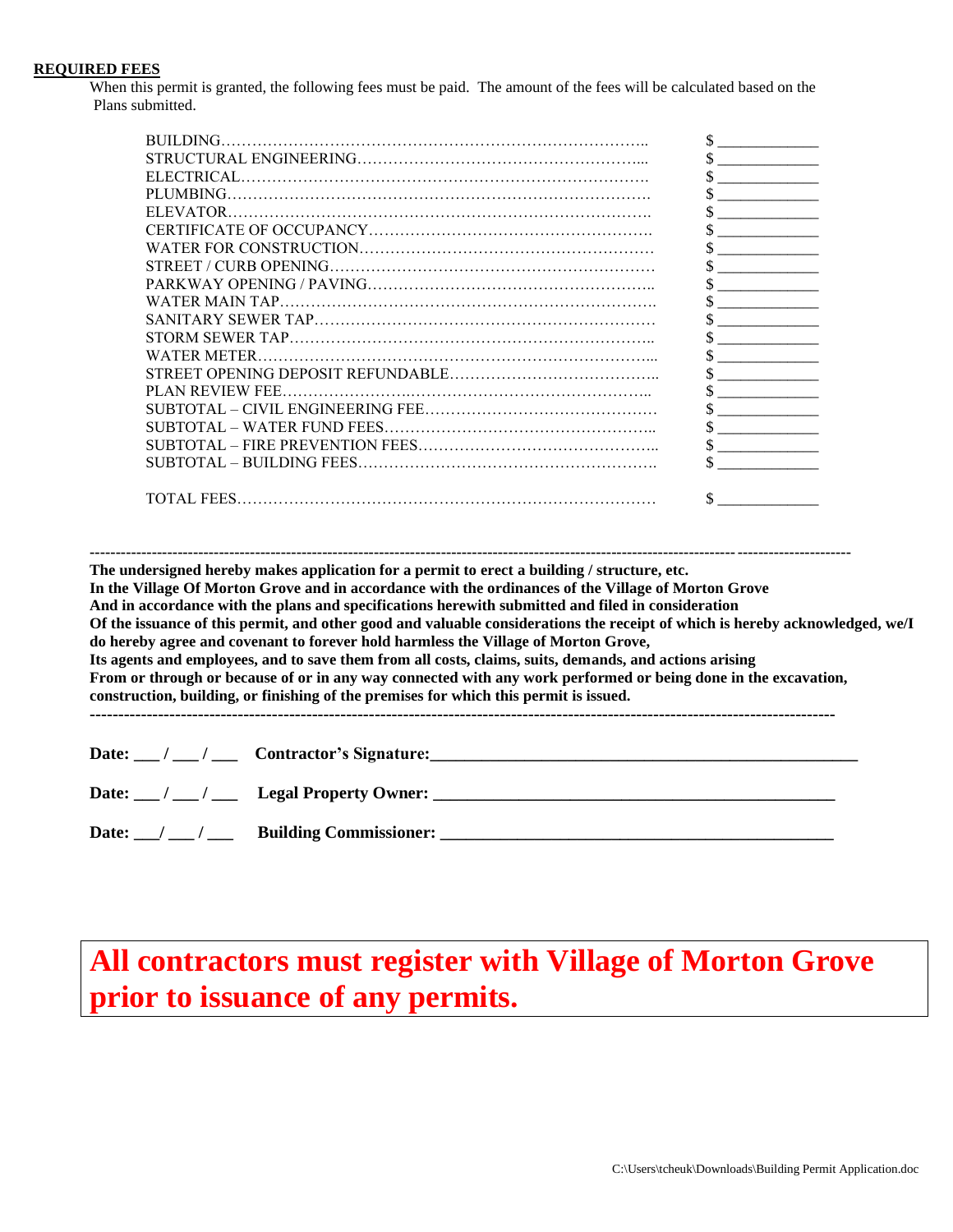**REQUIRED FEES**

When this permit is granted, the following fees must be paid. The amount of the fees will be calculated based on the Plans submitted.

| | |
|---|---|
| BUILDING………………………………………………………………………….. | $ ____________ |
| STRUCTURAL ENGINEERING……………………………………………….... | $ ____________ |
| ELECTRICAL……………………………………………………………………. | $ ____________ |
| PLUMBING……………………………………………………………………… | $ ____________ |
| ELEVATOR……………………………………………………………………… | $ ____________ |
| CERTIFICATE OF OCCUPANCY…………………………………………….. | $ ____________ |
| WATER FOR CONSTRUCTION……………………………………………… | $ ____________ |
| STREET / CURB OPENING…………………………………………………… | $ ____________ |
| PARKWAY OPENING / PAVING……………………………………………... | $ ____________ |
| WATER MAIN TAP……………………………………………………………. | $ ____________ |
| SANITARY SEWER TAP……………………………………………………… | $ ____________ |
| STORM SEWER TAP………………………………………………………….. | $ ____________ |
| WATER METER………………………………………………………………... | $ ____________ |
| STREET OPENING DEPOSIT REFUNDABLE……………………………….. | $ ____________ |
| PLAN REVIEW FEE…………………….……………………………………... | $ ____________ |
| SUBTOTAL – CIVIL ENGINEERING FEE…………………………………… | $ ____________ |
| SUBTOTAL – WATER FUND FEES…………………………………………... | $ ____________ |
| SUBTOTAL – FIRE PREVENTION FEES……………………………………... | $ ____________ |
| SUBTOTAL – BUILDING FEES………………………………………………. | $ ____________ |
| TOTAL FEES………………………………………………………………… | $ ____________ |

---

**The undersigned hereby makes application for a permit to erect a building / structure, etc. In the Village Of Morton Grove and in accordance with the ordinances of the Village of Morton Grove And in accordance with the plans and specifications herewith submitted and filed in consideration Of the issuance of this permit, and other good and valuable considerations the receipt of which is hereby acknowledged, we/I do hereby agree and covenant to forever hold harmless the Village of Morton Grove, Its agents and employees, and to save them from all costs, claims, suits, demands, and actions arising From or through or because of or in any way connected with any work performed or being done in the excavation, construction, building, or finishing of the premises for which this permit is issued.**

---

**Date: ___ / ___ / ___ Contractor's Signature:_______________________________________________**

**Date: ___ / ___ / ___ Legal Property Owner: ____________________________________________**

**Date: ___/ ___ / ___ Building Commissioner: ____________________________________________**

**All contractors must register with Village of Morton Grove prior to issuance of any permits.**

C:\Users\tcheuk\Downloads\Building Permit Application.doc